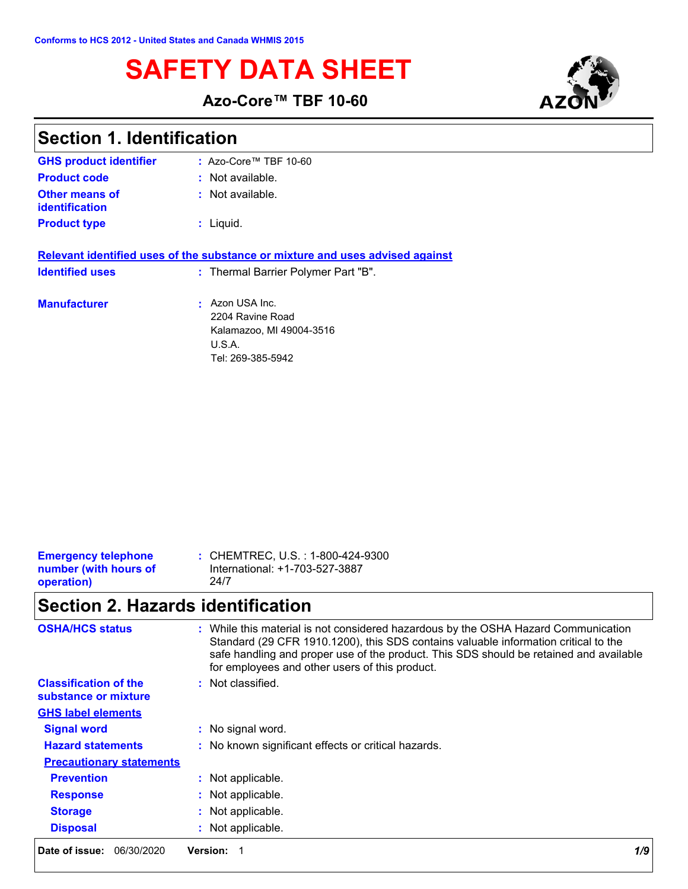Conforms to HCS 2012 - United States and Canada WHMIS 2015

# SAFETY DATA SHEET

**Azo-Core™ TBF 10-60**

## Section 1. Identification

**GHS product identifier** : Azo-Core™ TBF 10-60

**Product code** : Not available.

**Other means of identification** : Not available.

**Product type** : Liquid.

**Relevant identified uses of the substance or mixture and uses advised against**

**Identified uses** : Thermal Barrier Polymer Part "B".

**Manufacturer** : Azon USA Inc.
2204 Ravine Road
Kalamazoo, MI 49004-3516
U.S.A.
Tel: 269-385-5942

**Emergency telephone number (with hours of operation)** : CHEMTREC, U.S. : 1-800-424-9300
International: +1-703-527-3887
24/7

## Section 2. Hazards identification

**OSHA/HCS status** : While this material is not considered hazardous by the OSHA Hazard Communication Standard (29 CFR 1910.1200), this SDS contains valuable information critical to the safe handling and proper use of the product. This SDS should be retained and available for employees and other users of this product.

**Classification of the substance or mixture** : Not classified.

**GHS label elements**

**Signal word** : No signal word.

**Hazard statements** : No known significant effects or critical hazards.

**Precautionary statements**

**Prevention** : Not applicable.

**Response** : Not applicable.

**Storage** : Not applicable.

**Disposal** : Not applicable.

**Date of issue:** 06/30/2020 **Version:** 1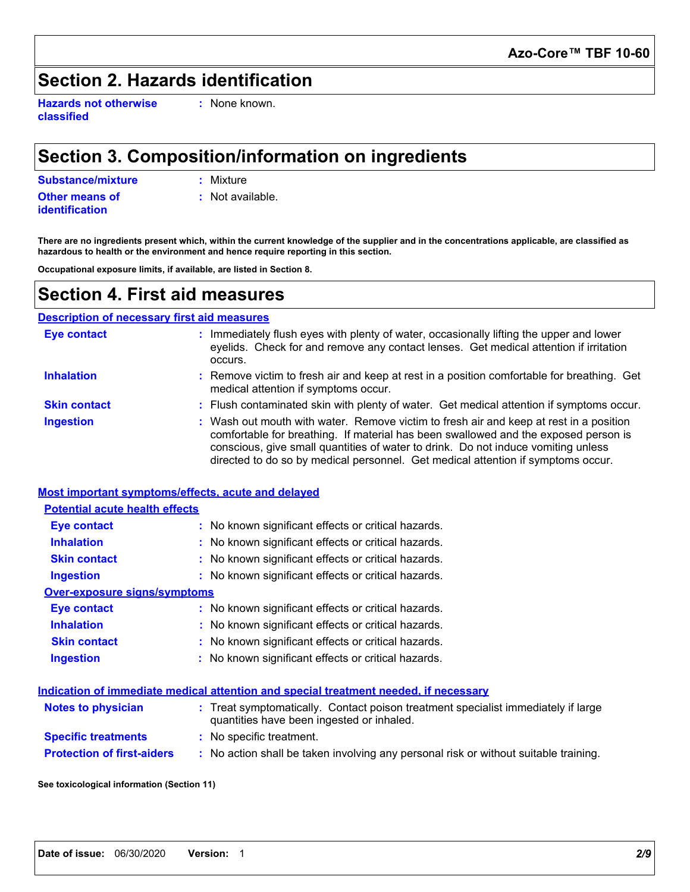## Section 2. Hazards identification

**Hazards not otherwise classified** : None known.

## Section 3. Composition/information on ingredients

**Substance/mixture** : Mixture

**Other means of identification** : Not available.

**There are no ingredients present which, within the current knowledge of the supplier and in the concentrations applicable, are classified as hazardous to health or the environment and hence require reporting in this section.**

**Occupational exposure limits, if available, are listed in Section 8.**

## Section 4. First aid measures

### Description of necessary first aid measures

**Eye contact** : Immediately flush eyes with plenty of water, occasionally lifting the upper and lower eyelids. Check for and remove any contact lenses. Get medical attention if irritation occurs.

**Inhalation** : Remove victim to fresh air and keep at rest in a position comfortable for breathing. Get medical attention if symptoms occur.

**Skin contact** : Flush contaminated skin with plenty of water. Get medical attention if symptoms occur.

**Ingestion** : Wash out mouth with water. Remove victim to fresh air and keep at rest in a position comfortable for breathing. If material has been swallowed and the exposed person is conscious, give small quantities of water to drink. Do not induce vomiting unless directed to do so by medical personnel. Get medical attention if symptoms occur.

### Most important symptoms/effects, acute and delayed

#### Potential acute health effects

**Eye contact** : No known significant effects or critical hazards.

**Inhalation** : No known significant effects or critical hazards.

**Skin contact** : No known significant effects or critical hazards.

**Ingestion** : No known significant effects or critical hazards.

#### Over-exposure signs/symptoms

**Eye contact** : No known significant effects or critical hazards.

**Inhalation** : No known significant effects or critical hazards.

**Skin contact** : No known significant effects or critical hazards.

**Ingestion** : No known significant effects or critical hazards.

### Indication of immediate medical attention and special treatment needed, if necessary

**Notes to physician** : Treat symptomatically. Contact poison treatment specialist immediately if large quantities have been ingested or inhaled.

**Specific treatments** : No specific treatment.

**Protection of first-aiders** : No action shall be taken involving any personal risk or without suitable training.

**See toxicological information (Section 11)**

**Date of issue:** 06/30/2020 **Version:** 1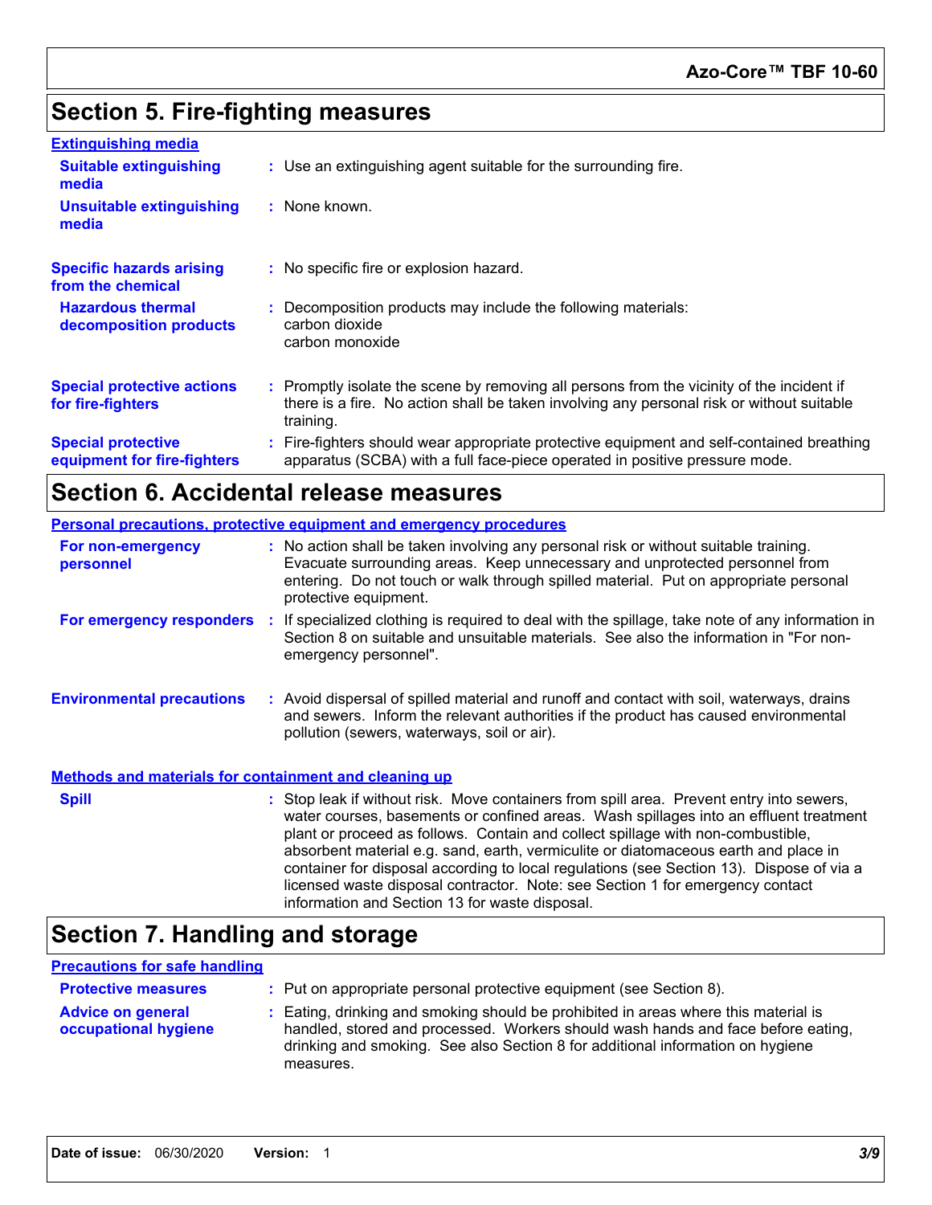## Section 5. Fire-fighting measures

**Extinguishing media**

**Suitable extinguishing media** : Use an extinguishing agent suitable for the surrounding fire.

**Unsuitable extinguishing media** : None known.

**Specific hazards arising from the chemical** : No specific fire or explosion hazard.

**Hazardous thermal decomposition products** : Decomposition products may include the following materials:
carbon dioxide
carbon monoxide

**Special protective actions for fire-fighters** : Promptly isolate the scene by removing all persons from the vicinity of the incident if there is a fire. No action shall be taken involving any personal risk or without suitable training.

**Special protective equipment for fire-fighters** : Fire-fighters should wear appropriate protective equipment and self-contained breathing apparatus (SCBA) with a full face-piece operated in positive pressure mode.

## Section 6. Accidental release measures

**Personal precautions, protective equipment and emergency procedures**

**For non-emergency personnel** : No action shall be taken involving any personal risk or without suitable training. Evacuate surrounding areas. Keep unnecessary and unprotected personnel from entering. Do not touch or walk through spilled material. Put on appropriate personal protective equipment.

**For emergency responders** : If specialized clothing is required to deal with the spillage, take note of any information in Section 8 on suitable and unsuitable materials. See also the information in "For non-emergency personnel".

**Environmental precautions** : Avoid dispersal of spilled material and runoff and contact with soil, waterways, drains and sewers. Inform the relevant authorities if the product has caused environmental pollution (sewers, waterways, soil or air).

**Methods and materials for containment and cleaning up**

**Spill** : Stop leak if without risk. Move containers from spill area. Prevent entry into sewers, water courses, basements or confined areas. Wash spillages into an effluent treatment plant or proceed as follows. Contain and collect spillage with non-combustible, absorbent material e.g. sand, earth, vermiculite or diatomaceous earth and place in container for disposal according to local regulations (see Section 13). Dispose of via a licensed waste disposal contractor. Note: see Section 1 for emergency contact information and Section 13 for waste disposal.

## Section 7. Handling and storage

**Precautions for safe handling**

**Protective measures** : Put on appropriate personal protective equipment (see Section 8).

**Advice on general occupational hygiene** : Eating, drinking and smoking should be prohibited in areas where this material is handled, stored and processed. Workers should wash hands and face before eating, drinking and smoking. See also Section 8 for additional information on hygiene measures.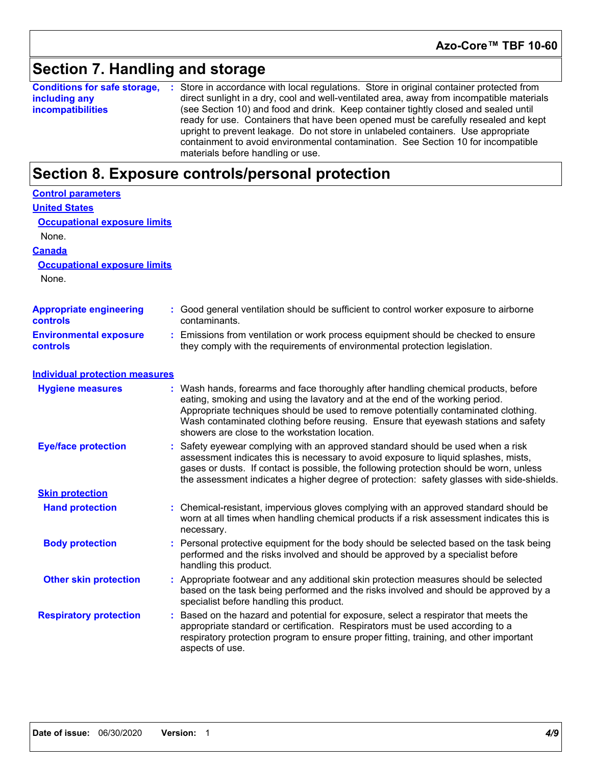## Section 7. Handling and storage

**Conditions for safe storage, including any incompatibilities** : Store in accordance with local regulations. Store in original container protected from direct sunlight in a dry, cool and well-ventilated area, away from incompatible materials (see Section 10) and food and drink. Keep container tightly closed and sealed until ready for use. Containers that have been opened must be carefully resealed and kept upright to prevent leakage. Do not store in unlabeled containers. Use appropriate containment to avoid environmental contamination. See Section 10 for incompatible materials before handling or use.

## Section 8. Exposure controls/personal protection

### Control parameters

#### United States

##### Occupational exposure limits

None.

#### Canada

##### Occupational exposure limits

None.

**Appropriate engineering controls** : Good general ventilation should be sufficient to control worker exposure to airborne contaminants.

**Environmental exposure controls** : Emissions from ventilation or work process equipment should be checked to ensure they comply with the requirements of environmental protection legislation.

### Individual protection measures

**Hygiene measures** : Wash hands, forearms and face thoroughly after handling chemical products, before eating, smoking and using the lavatory and at the end of the working period. Appropriate techniques should be used to remove potentially contaminated clothing. Wash contaminated clothing before reusing. Ensure that eyewash stations and safety showers are close to the workstation location.

**Eye/face protection** : Safety eyewear complying with an approved standard should be used when a risk assessment indicates this is necessary to avoid exposure to liquid splashes, mists, gases or dusts. If contact is possible, the following protection should be worn, unless the assessment indicates a higher degree of protection: safety glasses with side-shields.

#### Skin protection

**Hand protection** : Chemical-resistant, impervious gloves complying with an approved standard should be worn at all times when handling chemical products if a risk assessment indicates this is necessary.

**Body protection** : Personal protective equipment for the body should be selected based on the task being performed and the risks involved and should be approved by a specialist before handling this product.

**Other skin protection** : Appropriate footwear and any additional skin protection measures should be selected based on the task being performed and the risks involved and should be approved by a specialist before handling this product.

**Respiratory protection** : Based on the hazard and potential for exposure, select a respirator that meets the appropriate standard or certification. Respirators must be used according to a respiratory protection program to ensure proper fitting, training, and other important aspects of use.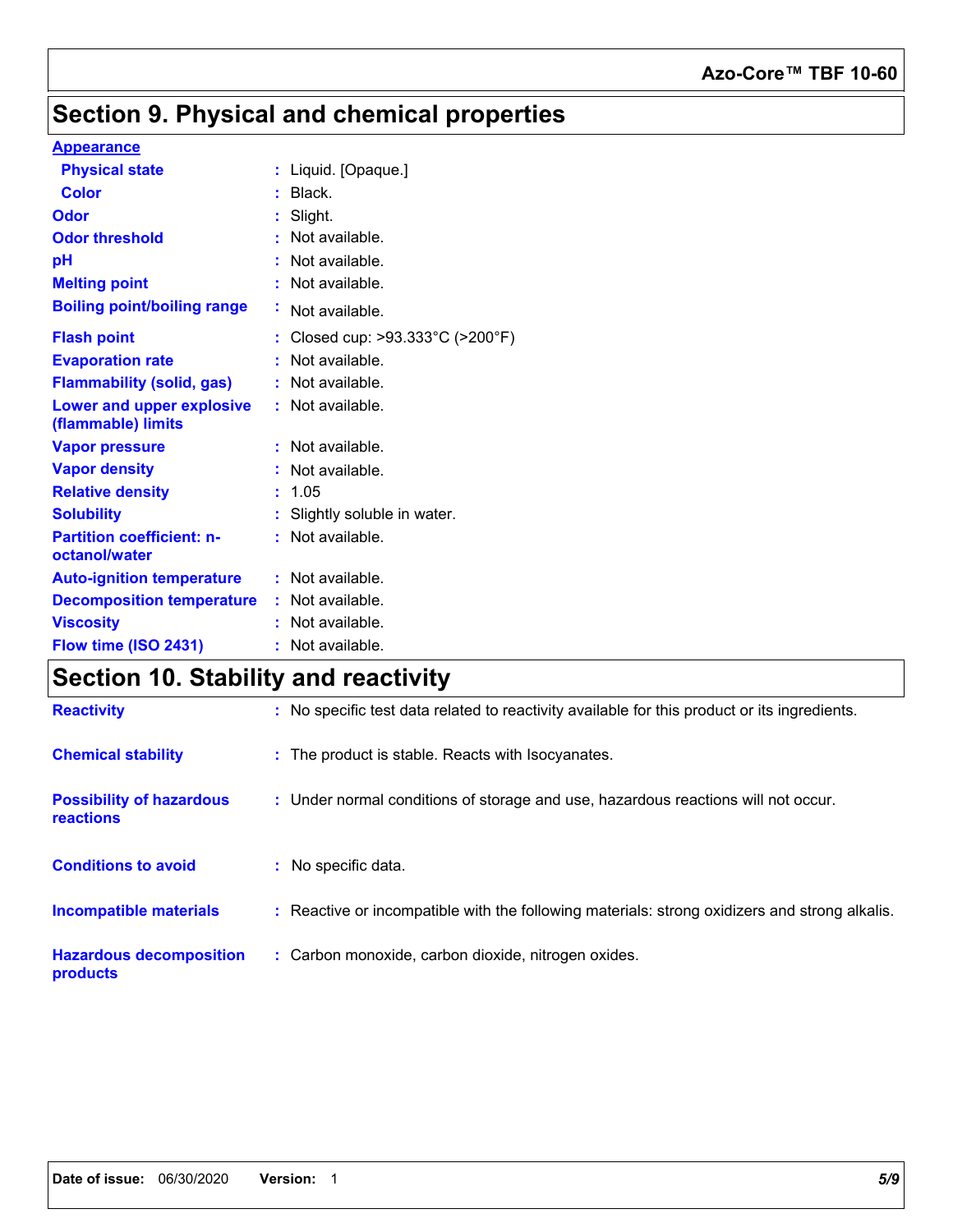## Section 9. Physical and chemical properties

**Appearance**

| Property | Value |
|---|---|
| Physical state | Liquid. [Opaque.] |
| Color | Black. |
| Odor | Slight. |
| Odor threshold | Not available. |
| pH | Not available. |
| Melting point | Not available. |
| Boiling point/boiling range | Not available. |
| Flash point | Closed cup: >93.333°C (>200°F) |
| Evaporation rate | Not available. |
| Flammability (solid, gas) | Not available. |
| Lower and upper explosive (flammable) limits | Not available. |
| Vapor pressure | Not available. |
| Vapor density | Not available. |
| Relative density | 1.05 |
| Solubility | Slightly soluble in water. |
| Partition coefficient: n-octanol/water | Not available. |
| Auto-ignition temperature | Not available. |
| Decomposition temperature | Not available. |
| Viscosity | Not available. |
| Flow time (ISO 2431) | Not available. |

## Section 10. Stability and reactivity

| Property | Value |
|---|---|
| Reactivity | No specific test data related to reactivity available for this product or its ingredients. |
| Chemical stability | The product is stable. Reacts with Isocyanates. |
| Possibility of hazardous reactions | Under normal conditions of storage and use, hazardous reactions will not occur. |
| Conditions to avoid | No specific data. |
| Incompatible materials | Reactive or incompatible with the following materials: strong oxidizers and strong alkalis. |
| Hazardous decomposition products | Carbon monoxide, carbon dioxide, nitrogen oxides. |

**Date of issue:** 06/30/2020 **Version:** 1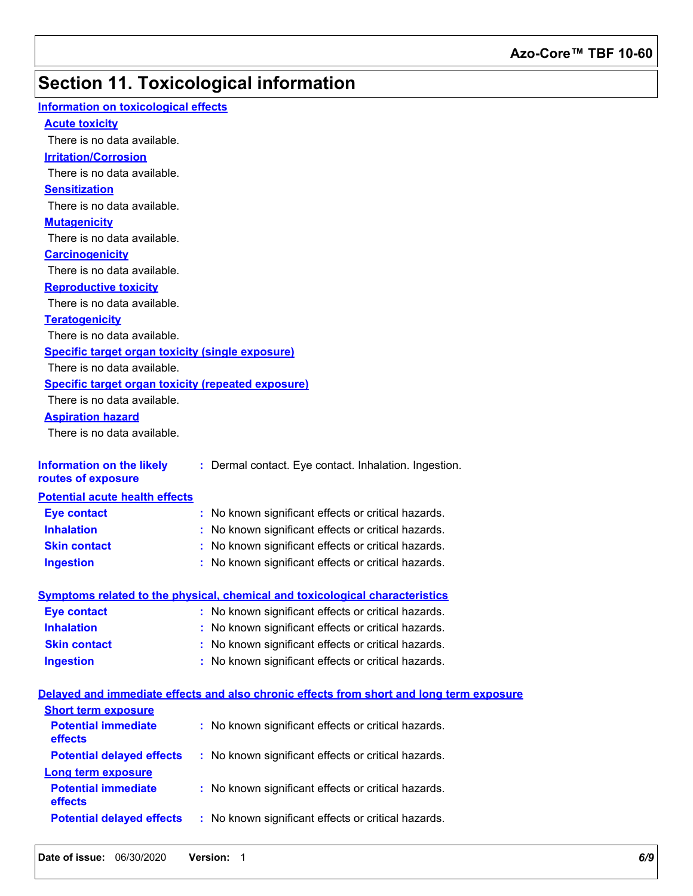# Section 11. Toxicological information

## Information on toxicological effects

### Acute toxicity

There is no data available.

### Irritation/Corrosion

There is no data available.

### Sensitization

There is no data available.

### Mutagenicity

There is no data available.

### Carcinogenicity

There is no data available.

### Reproductive toxicity

There is no data available.

### Teratogenicity

There is no data available.

### Specific target organ toxicity (single exposure)

There is no data available.

### Specific target organ toxicity (repeated exposure)

There is no data available.

### Aspiration hazard

There is no data available.

**Information on the likely routes of exposure** : Dermal contact. Eye contact. Inhalation. Ingestion.

## Potential acute health effects

**Eye contact** : No known significant effects or critical hazards.

**Inhalation** : No known significant effects or critical hazards.

**Skin contact** : No known significant effects or critical hazards.

**Ingestion** : No known significant effects or critical hazards.

## Symptoms related to the physical, chemical and toxicological characteristics

**Eye contact** : No known significant effects or critical hazards.

**Inhalation** : No known significant effects or critical hazards.

**Skin contact** : No known significant effects or critical hazards.

**Ingestion** : No known significant effects or critical hazards.

## Delayed and immediate effects and also chronic effects from short and long term exposure

### Short term exposure

**Potential immediate effects** : No known significant effects or critical hazards.

**Potential delayed effects** : No known significant effects or critical hazards.

### Long term exposure

**Potential immediate effects** : No known significant effects or critical hazards.

**Potential delayed effects** : No known significant effects or critical hazards.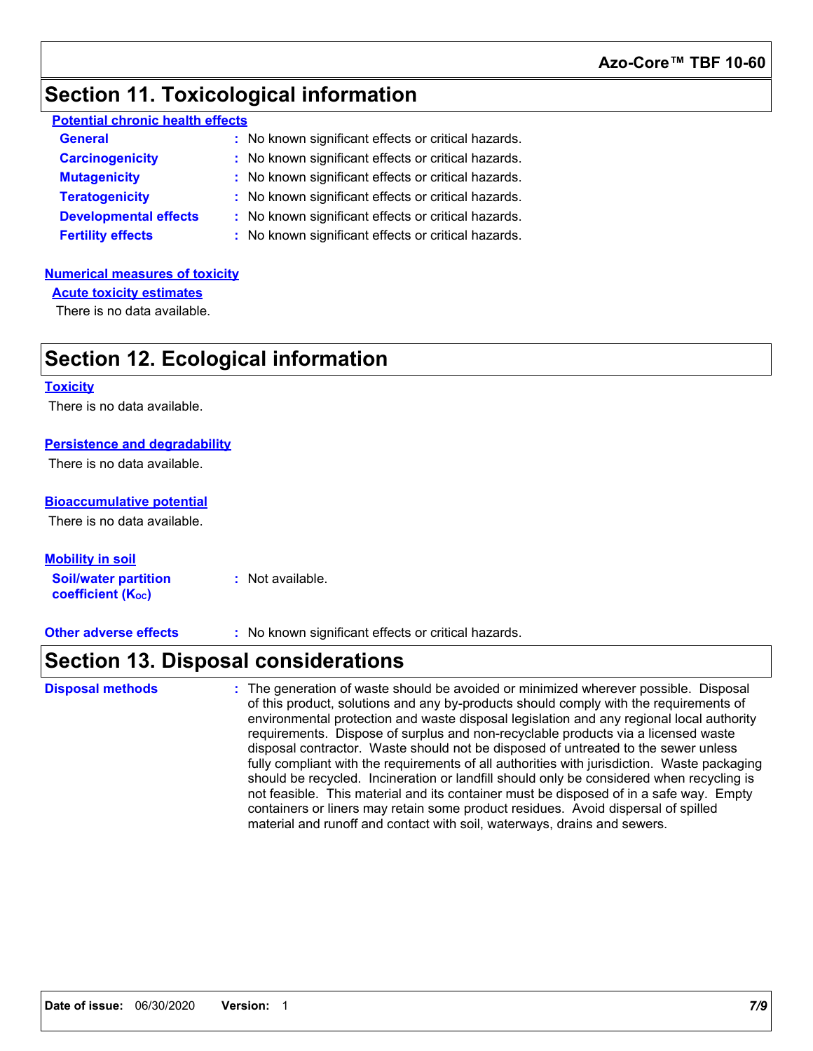# Section 11. Toxicological information

**Potential chronic health effects**

**General** : No known significant effects or critical hazards.

**Carcinogenicity** : No known significant effects or critical hazards.

**Mutagenicity** : No known significant effects or critical hazards.

**Teratogenicity** : No known significant effects or critical hazards.

**Developmental effects** : No known significant effects or critical hazards.

**Fertility effects** : No known significant effects or critical hazards.

**Numerical measures of toxicity**

**Acute toxicity estimates**

There is no data available.

# Section 12. Ecological information

**Toxicity**

There is no data available.

**Persistence and degradability**

There is no data available.

**Bioaccumulative potential**

There is no data available.

**Mobility in soil**

**Soil/water partition coefficient ($K_{OC}$)** : Not available.

**Other adverse effects** : No known significant effects or critical hazards.

# Section 13. Disposal considerations

**Disposal methods** : The generation of waste should be avoided or minimized wherever possible. Disposal of this product, solutions and any by-products should comply with the requirements of environmental protection and waste disposal legislation and any regional local authority requirements. Dispose of surplus and non-recyclable products via a licensed waste disposal contractor. Waste should not be disposed of untreated to the sewer unless fully compliant with the requirements of all authorities with jurisdiction. Waste packaging should be recycled. Incineration or landfill should only be considered when recycling is not feasible. This material and its container must be disposed of in a safe way. Empty containers or liners may retain some product residues. Avoid dispersal of spilled material and runoff and contact with soil, waterways, drains and sewers.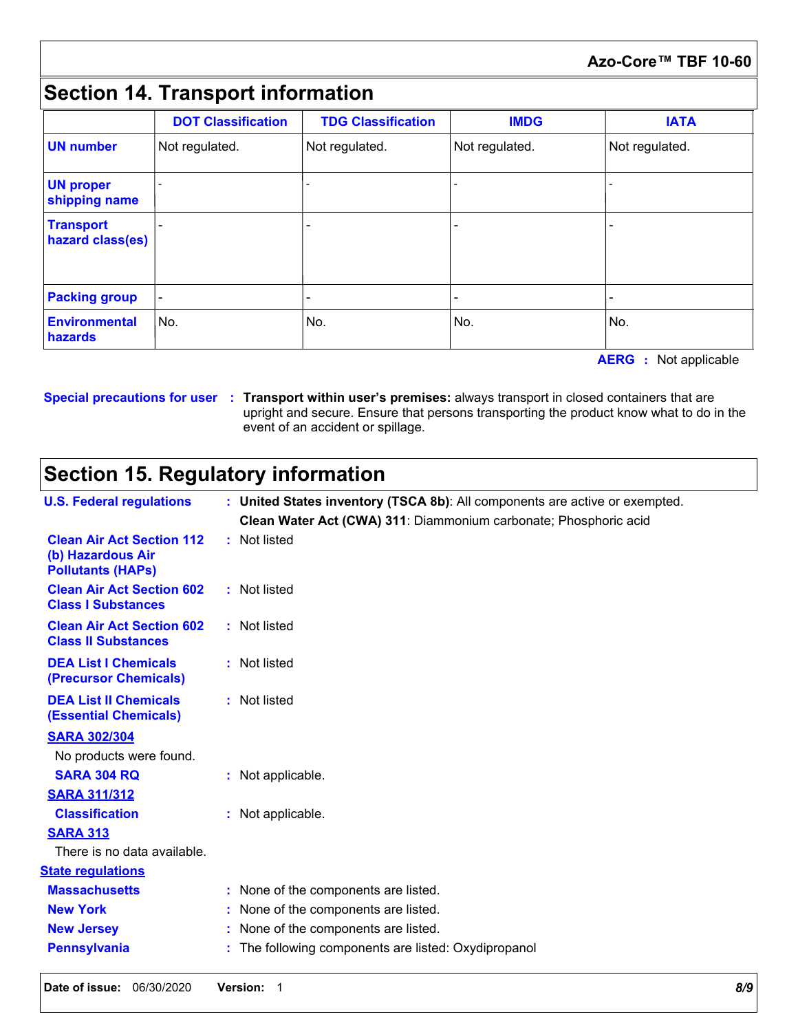## Section 14. Transport information

| | DOT Classification | TDG Classification | IMDG | IATA |
|---|---|---|---|---|
| UN number | Not regulated. | Not regulated. | Not regulated. | Not regulated. |
| UN proper shipping name | - | - | - | - |
| Transport hazard class(es) | - | - | - | - |
| Packing group | - | - | - | - |
| Environmental hazards | No. | No. | No. | No. |

**AERG** : Not applicable

**Special precautions for user** : **Transport within user's premises:** always transport in closed containers that are upright and secure. Ensure that persons transporting the product know what to do in the event of an accident or spillage.

## Section 15. Regulatory information

**U.S. Federal regulations** : **United States inventory (TSCA 8b)**: All components are active or exempted.
**Clean Water Act (CWA) 311**: Diammonium carbonate; Phosphoric acid

**Clean Air Act Section 112 (b) Hazardous Air Pollutants (HAPs)** : Not listed

**Clean Air Act Section 602 Class I Substances** : Not listed

**Clean Air Act Section 602 Class II Substances** : Not listed

**DEA List I Chemicals (Precursor Chemicals)** : Not listed

**DEA List II Chemicals (Essential Chemicals)** : Not listed

**SARA 302/304**

No products were found.

**SARA 304 RQ** : Not applicable.

**SARA 311/312**

**Classification** : Not applicable.

**SARA 313**

There is no data available.

**State regulations**

**Massachusetts** : None of the components are listed.

**New York** : None of the components are listed.

**New Jersey** : None of the components are listed.

**Pennsylvania** : The following components are listed: Oxydipropanol

**Date of issue:** 06/30/2020 **Version:** 1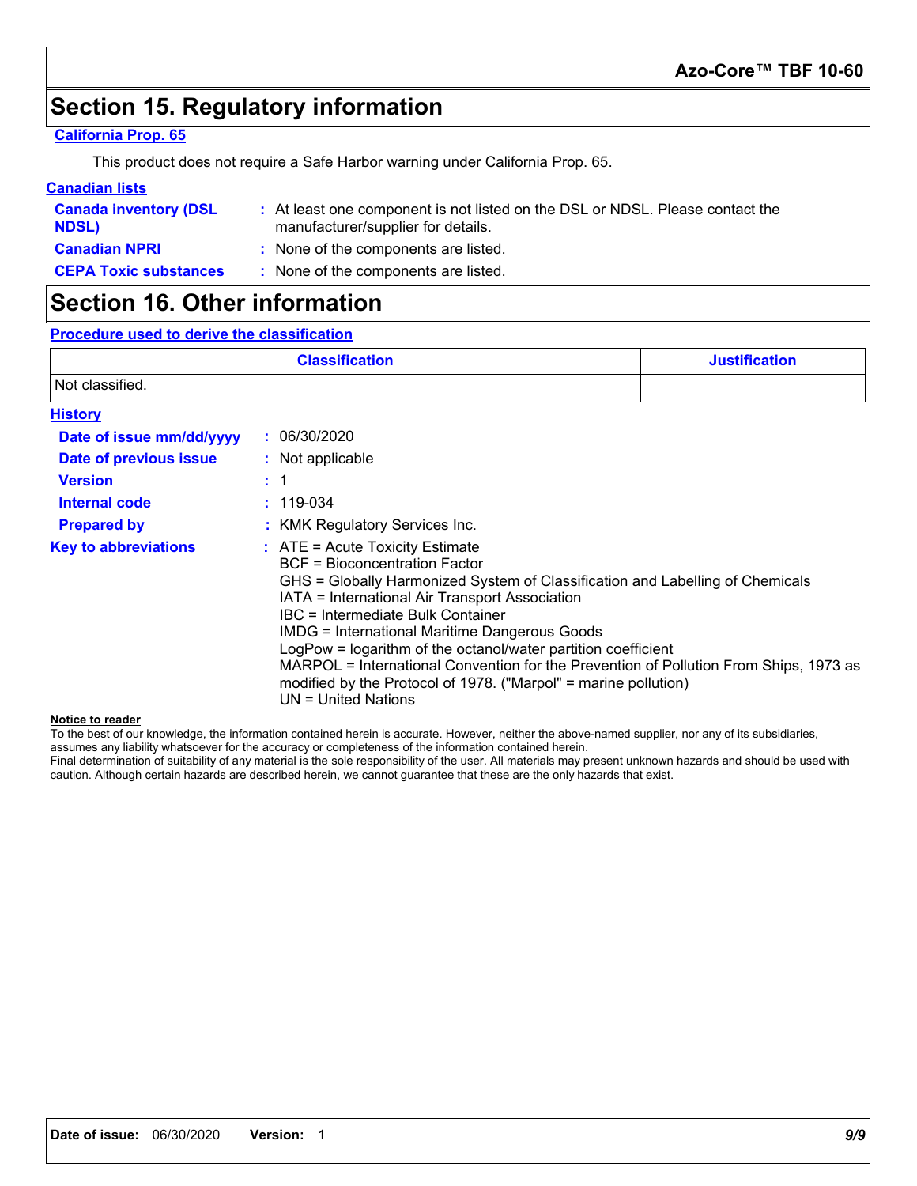## Section 15. Regulatory information

**California Prop. 65**

This product does not require a Safe Harbor warning under California Prop. 65.

**Canadian lists**

**Canada inventory (DSL NDSL)** : At least one component is not listed on the DSL or NDSL. Please contact the manufacturer/supplier for details.

**Canadian NPRI** : None of the components are listed.

**CEPA Toxic substances** : None of the components are listed.

## Section 16. Other information

**Procedure used to derive the classification**

| Classification | Justification |
|---|---|
| Not classified. | |

**History**

**Date of issue mm/dd/yyyy** : 06/30/2020

**Date of previous issue** : Not applicable

**Version** : 1

**Internal code** : 119-034

**Prepared by** : KMK Regulatory Services Inc.

**Key to abbreviations** :
ATE = Acute Toxicity Estimate
BCF = Bioconcentration Factor
GHS = Globally Harmonized System of Classification and Labelling of Chemicals
IATA = International Air Transport Association
IBC = Intermediate Bulk Container
IMDG = International Maritime Dangerous Goods
LogPow = logarithm of the octanol/water partition coefficient
MARPOL = International Convention for the Prevention of Pollution From Ships, 1973 as modified by the Protocol of 1978. ("Marpol" = marine pollution)
UN = United Nations

**Notice to reader**

To the best of our knowledge, the information contained herein is accurate. However, neither the above-named supplier, nor any of its subsidiaries, assumes any liability whatsoever for the accuracy or completeness of the information contained herein.
Final determination of suitability of any material is the sole responsibility of the user. All materials may present unknown hazards and should be used with caution. Although certain hazards are described herein, we cannot guarantee that these are the only hazards that exist.